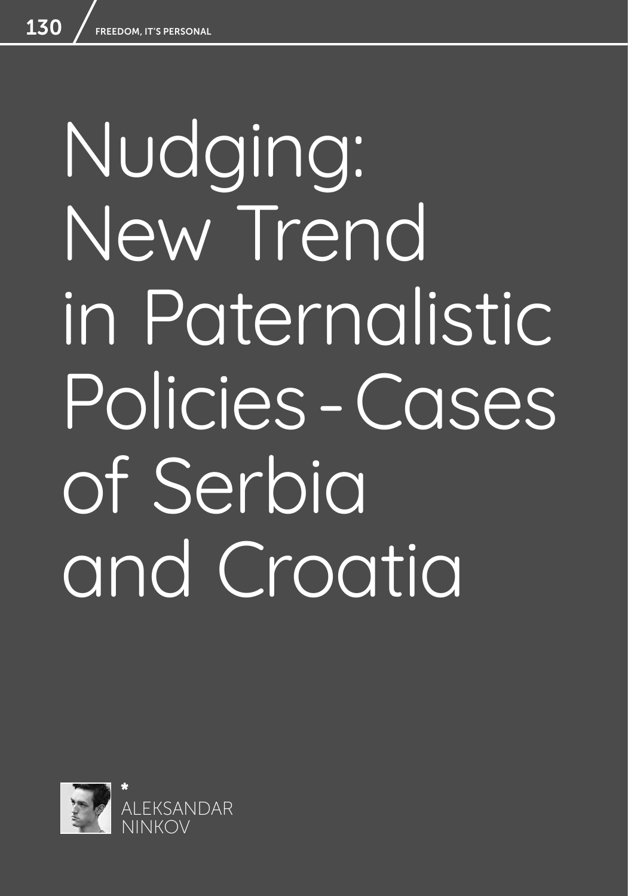# Nudging: New Trend in Paternalistic Policies - Cases of Serbia and Croatia

*
ALEKSANDAR NINKOV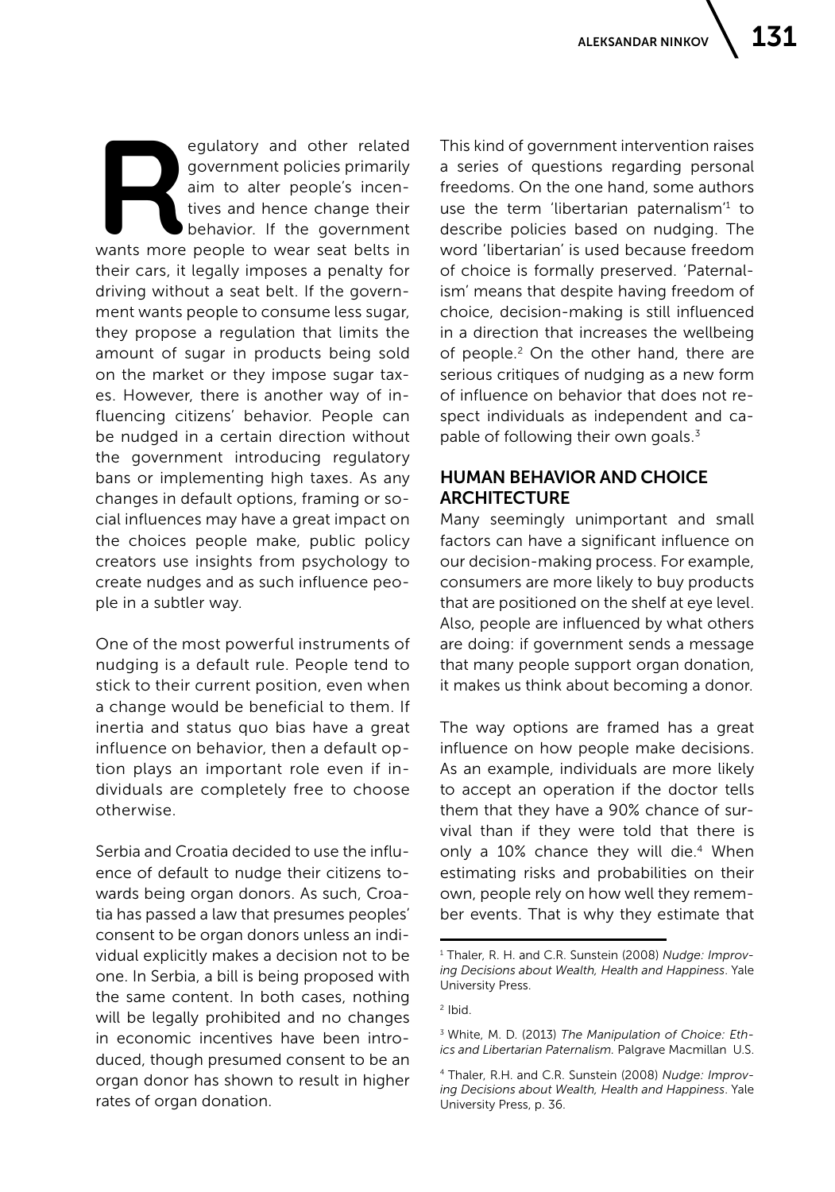Regulatory and other related government policies primarily aim to alter people's incentives and hence change their behavior. If the government wants more people to wear seat belts in their cars, it legally imposes a penalty for driving without a seat belt. If the government wants people to consume less sugar, they propose a regulation that limits the amount of sugar in products being sold on the market or they impose sugar taxes. However, there is another way of influencing citizens' behavior. People can be nudged in a certain direction without the government introducing regulatory bans or implementing high taxes. As any changes in default options, framing or social influences may have a great impact on the choices people make, public policy creators use insights from psychology to create nudges and as such influence people in a subtler way.

One of the most powerful instruments of nudging is a default rule. People tend to stick to their current position, even when a change would be beneficial to them. If inertia and status quo bias have a great influence on behavior, then a default option plays an important role even if individuals are completely free to choose otherwise.

Serbia and Croatia decided to use the influence of default to nudge their citizens towards being organ donors. As such, Croatia has passed a law that presumes peoples' consent to be organ donors unless an individual explicitly makes a decision not to be one. In Serbia, a bill is being proposed with the same content. In both cases, nothing will be legally prohibited and no changes in economic incentives have been introduced, though presumed consent to be an organ donor has shown to result in higher rates of organ donation.

This kind of government intervention raises a series of questions regarding personal freedoms. On the one hand, some authors use the term 'libertarian paternalism'[1] to describe policies based on nudging. The word 'libertarian' is used because freedom of choice is formally preserved. 'Paternalism' means that despite having freedom of choice, decision-making is still influenced in a direction that increases the wellbeing of people.[2] On the other hand, there are serious critiques of nudging as a new form of influence on behavior that does not respect individuals as independent and capable of following their own goals.[3]

## HUMAN BEHAVIOR AND CHOICE ARCHITECTURE

Many seemingly unimportant and small factors can have a significant influence on our decision-making process. For example, consumers are more likely to buy products that are positioned on the shelf at eye level. Also, people are influenced by what others are doing: if government sends a message that many people support organ donation, it makes us think about becoming a donor.

The way options are framed has a great influence on how people make decisions. As an example, individuals are more likely to accept an operation if the doctor tells them that they have a 90% chance of survival than if they were told that there is only a 10% chance they will die.[4] When estimating risks and probabilities on their own, people rely on how well they remember events. That is why they estimate that

---

[1] Thaler, R. H. and C.R. Sunstein (2008) *Nudge: Improving Decisions about Wealth, Health and Happiness*. Yale University Press.

[2] Ibid.

[3] White, M. D. (2013) *The Manipulation of Choice: Ethics and Libertarian Paternalism*. Palgrave Macmillan U.S.

[4] Thaler, R.H. and C.R. Sunstein (2008) *Nudge: Improving Decisions about Wealth, Health and Happiness*. Yale University Press, p. 36.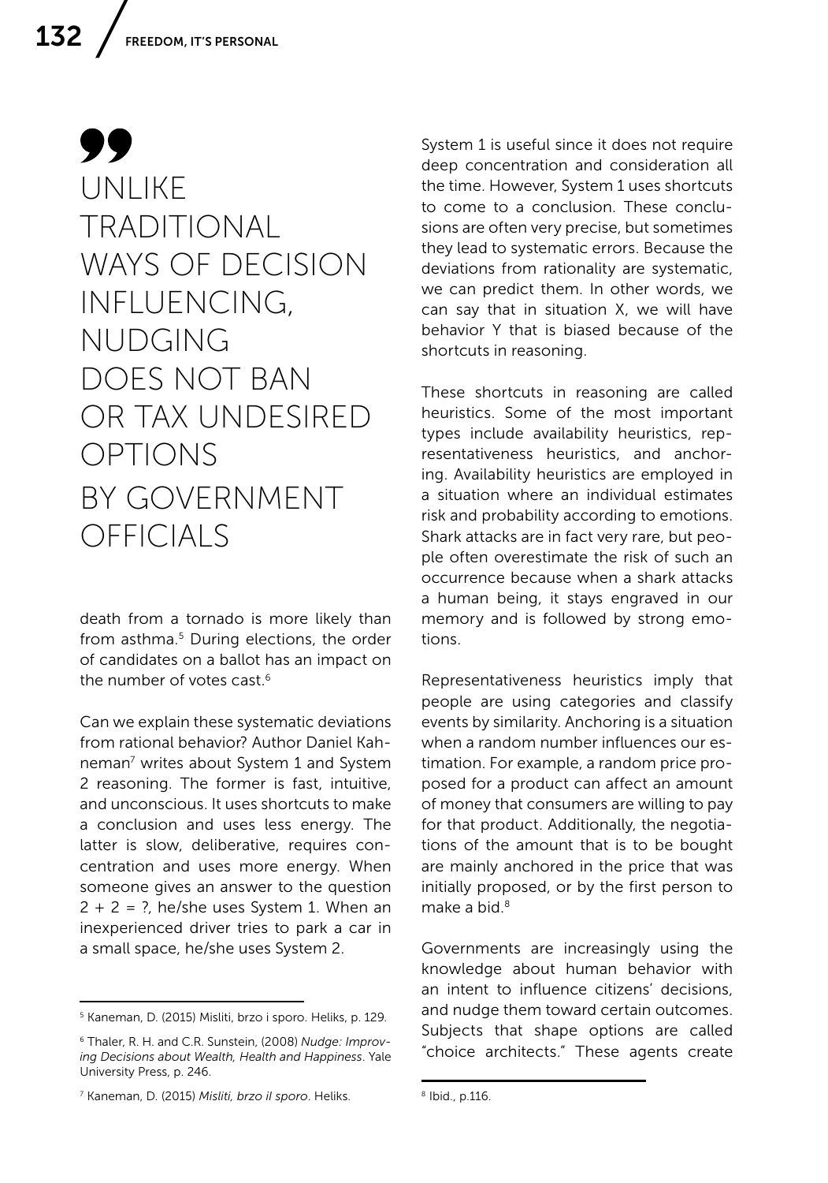> UNLIKE TRADITIONAL WAYS OF DECISION INFLUENCING, NUDGING DOES NOT BAN OR TAX UNDESIRED OPTIONS BY GOVERNMENT OFFICIALS

death from a tornado is more likely than from asthma.[5] During elections, the order of candidates on a ballot has an impact on the number of votes cast.[6]

Can we explain these systematic deviations from rational behavior? Author Daniel Kahneman[7] writes about System 1 and System 2 reasoning. The former is fast, intuitive, and unconscious. It uses shortcuts to make a conclusion and uses less energy. The latter is slow, deliberative, requires concentration and uses more energy. When someone gives an answer to the question 2 + 2 = ?, he/she uses System 1. When an inexperienced driver tries to park a car in a small space, he/she uses System 2.

System 1 is useful since it does not require deep concentration and consideration all the time. However, System 1 uses shortcuts to come to a conclusion. These conclusions are often very precise, but sometimes they lead to systematic errors. Because the deviations from rationality are systematic, we can predict them. In other words, we can say that in situation X, we will have behavior Y that is biased because of the shortcuts in reasoning.

These shortcuts in reasoning are called heuristics. Some of the most important types include availability heuristics, representativeness heuristics, and anchoring. Availability heuristics are employed in a situation where an individual estimates risk and probability according to emotions. Shark attacks are in fact very rare, but people often overestimate the risk of such an occurrence because when a shark attacks a human being, it stays engraved in our memory and is followed by strong emotions.

Representativeness heuristics imply that people are using categories and classify events by similarity. Anchoring is a situation when a random number influences our estimation. For example, a random price proposed for a product can affect an amount of money that consumers are willing to pay for that product. Additionally, the negotiations of the amount that is to be bought are mainly anchored in the price that was initially proposed, or by the first person to make a bid.[8]

Governments are increasingly using the knowledge about human behavior with an intent to influence citizens' decisions, and nudge them toward certain outcomes. Subjects that shape options are called "choice architects." These agents create

---

[5] Kaneman, D. (2015) Misliti, brzo i sporo. Heliks, p. 129.

[6] Thaler, R. H. and C.R. Sunstein, (2008) *Nudge: Improving Decisions about Wealth, Health and Happiness*. Yale University Press, p. 246.

[7] Kaneman, D. (2015) *Misliti, brzo il sporo*. Heliks.

[8] Ibid., p.116.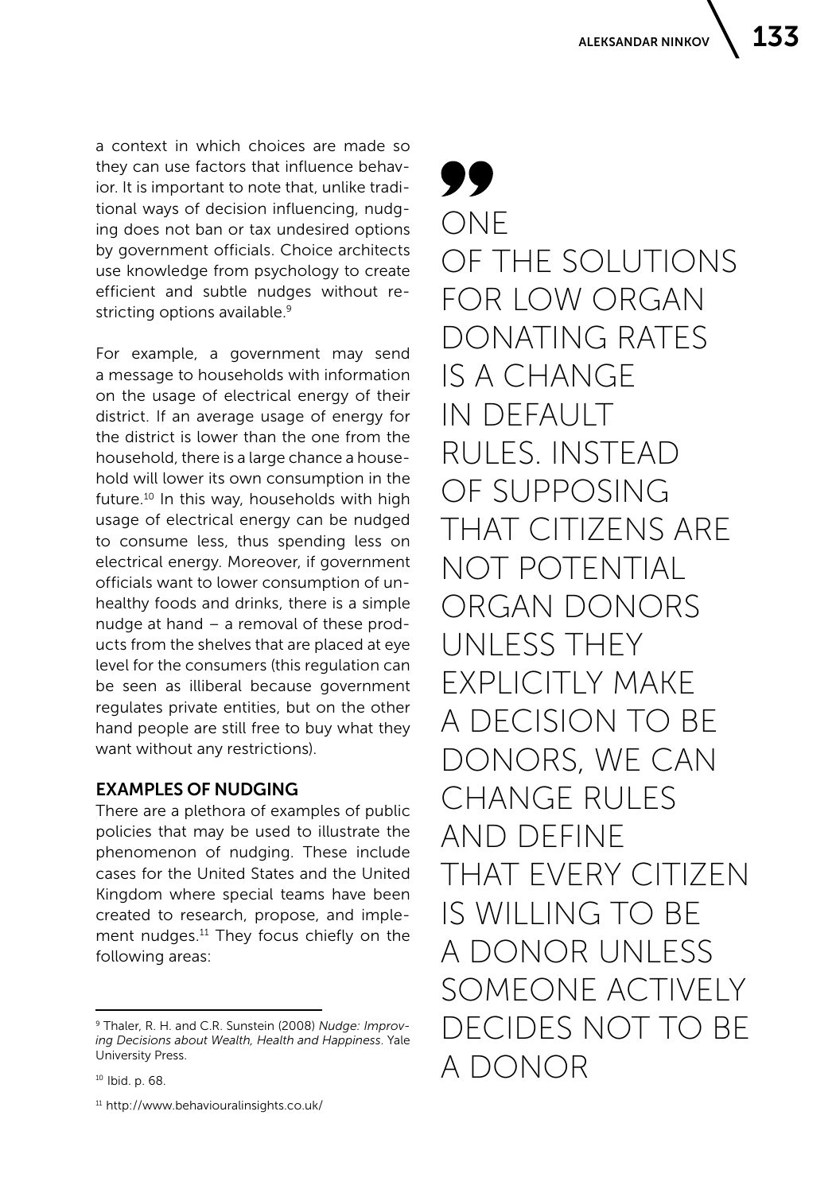a context in which choices are made so they can use factors that influence behavior. It is important to note that, unlike traditional ways of decision influencing, nudging does not ban or tax undesired options by government officials. Choice architects use knowledge from psychology to create efficient and subtle nudges without restricting options available.[9]

For example, a government may send a message to households with information on the usage of electrical energy of their district. If an average usage of energy for the district is lower than the one from the household, there is a large chance a household will lower its own consumption in the future.[10] In this way, households with high usage of electrical energy can be nudged to consume less, thus spending less on electrical energy. Moreover, if government officials want to lower consumption of unhealthy foods and drinks, there is a simple nudge at hand – a removal of these products from the shelves that are placed at eye level for the consumers (this regulation can be seen as illiberal because government regulates private entities, but on the other hand people are still free to buy what they want without any restrictions).

## EXAMPLES OF NUDGING

There are a plethora of examples of public policies that may be used to illustrate the phenomenon of nudging. These include cases for the United States and the United Kingdom where special teams have been created to research, propose, and implement nudges.[11] They focus chiefly on the following areas:

> ONE OF THE SOLUTIONS FOR LOW ORGAN DONATING RATES IS A CHANGE IN DEFAULT RULES. INSTEAD OF SUPPOSING THAT CITIZENS ARE NOT POTENTIAL ORGAN DONORS UNLESS THEY EXPLICITLY MAKE A DECISION TO BE DONORS, WE CAN CHANGE RULES AND DEFINE THAT EVERY CITIZEN IS WILLING TO BE A DONOR UNLESS SOMEONE ACTIVELY DECIDES NOT TO BE A DONOR

---

[9] Thaler, R. H. and C.R. Sunstein (2008) *Nudge: Improving Decisions about Wealth, Health and Happiness*. Yale University Press.

[10] Ibid. p. 68.

[11] http://www.behaviouralinsights.co.uk/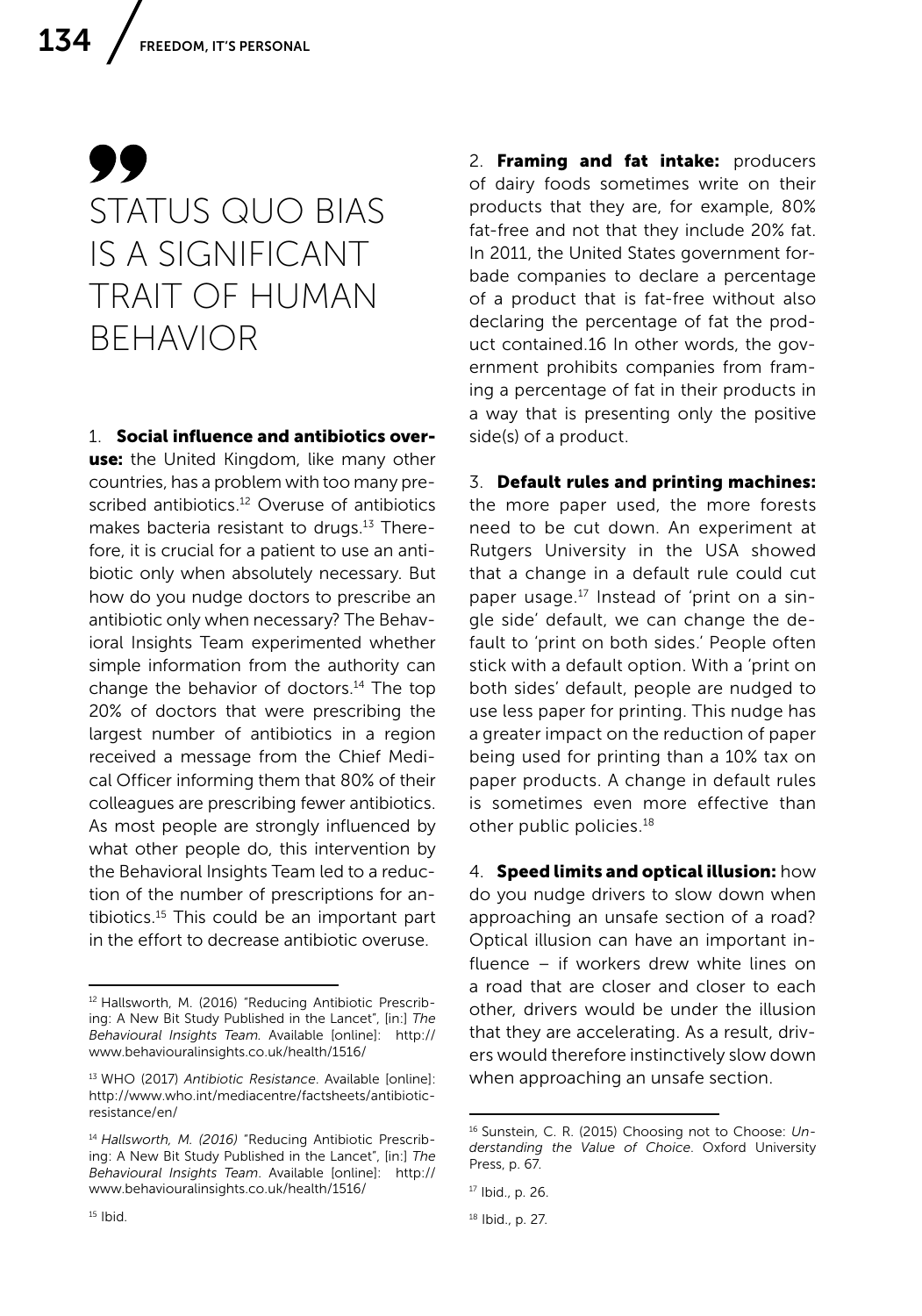> STATUS QUO BIAS IS A SIGNIFICANT TRAIT OF HUMAN BEHAVIOR

1. **Social influence and antibiotics overuse:** the United Kingdom, like many other countries, has a problem with too many prescribed antibiotics.[12] Overuse of antibiotics makes bacteria resistant to drugs.[13] Therefore, it is crucial for a patient to use an antibiotic only when absolutely necessary. But how do you nudge doctors to prescribe an antibiotic only when necessary? The Behavioral Insights Team experimented whether simple information from the authority can change the behavior of doctors.[14] The top 20% of doctors that were prescribing the largest number of antibiotics in a region received a message from the Chief Medical Officer informing them that 80% of their colleagues are prescribing fewer antibiotics. As most people are strongly influenced by what other people do, this intervention by the Behavioral Insights Team led to a reduction of the number of prescriptions for antibiotics.[15] This could be an important part in the effort to decrease antibiotic overuse.

2. **Framing and fat intake:** producers of dairy foods sometimes write on their products that they are, for example, 80% fat-free and not that they include 20% fat. In 2011, the United States government forbade companies to declare a percentage of a product that is fat-free without also declaring the percentage of fat the product contained.16 In other words, the government prohibits companies from framing a percentage of fat in their products in a way that is presenting only the positive side(s) of a product.

3. **Default rules and printing machines:** the more paper used, the more forests need to be cut down. An experiment at Rutgers University in the USA showed that a change in a default rule could cut paper usage.[17] Instead of 'print on a single side' default, we can change the default to 'print on both sides.' People often stick with a default option. With a 'print on both sides' default, people are nudged to use less paper for printing. This nudge has a greater impact on the reduction of paper being used for printing than a 10% tax on paper products. A change in default rules is sometimes even more effective than other public policies.[18]

4. **Speed limits and optical illusion:** how do you nudge drivers to slow down when approaching an unsafe section of a road? Optical illusion can have an important influence – if workers drew white lines on a road that are closer and closer to each other, drivers would be under the illusion that they are accelerating. As a result, drivers would therefore instinctively slow down when approaching an unsafe section.

---

[12] Hallsworth, M. (2016) "Reducing Antibiotic Prescribing: A New Bit Study Published in the Lancet", [in:] *The Behavioural Insights Team.* Available [online]: http://www.behaviouralinsights.co.uk/health/1516/

[13] WHO (2017) *Antibiotic Resistance*. Available [online]: http://www.who.int/mediacentre/factsheets/antibiotic-resistance/en/

[14] *Hallsworth, M. (2016)* "Reducing Antibiotic Prescribing: A New Bit Study Published in the Lancet", [in:] *The Behavioural Insights Team*. Available [online]: http://www.behaviouralinsights.co.uk/health/1516/

[15] Ibid.

[16] Sunstein, C. R. (2015) Choosing not to Choose: *Understanding the Value of Choice*. Oxford University Press, p. 67.

[17] Ibid., p. 26.

[18] Ibid., p. 27.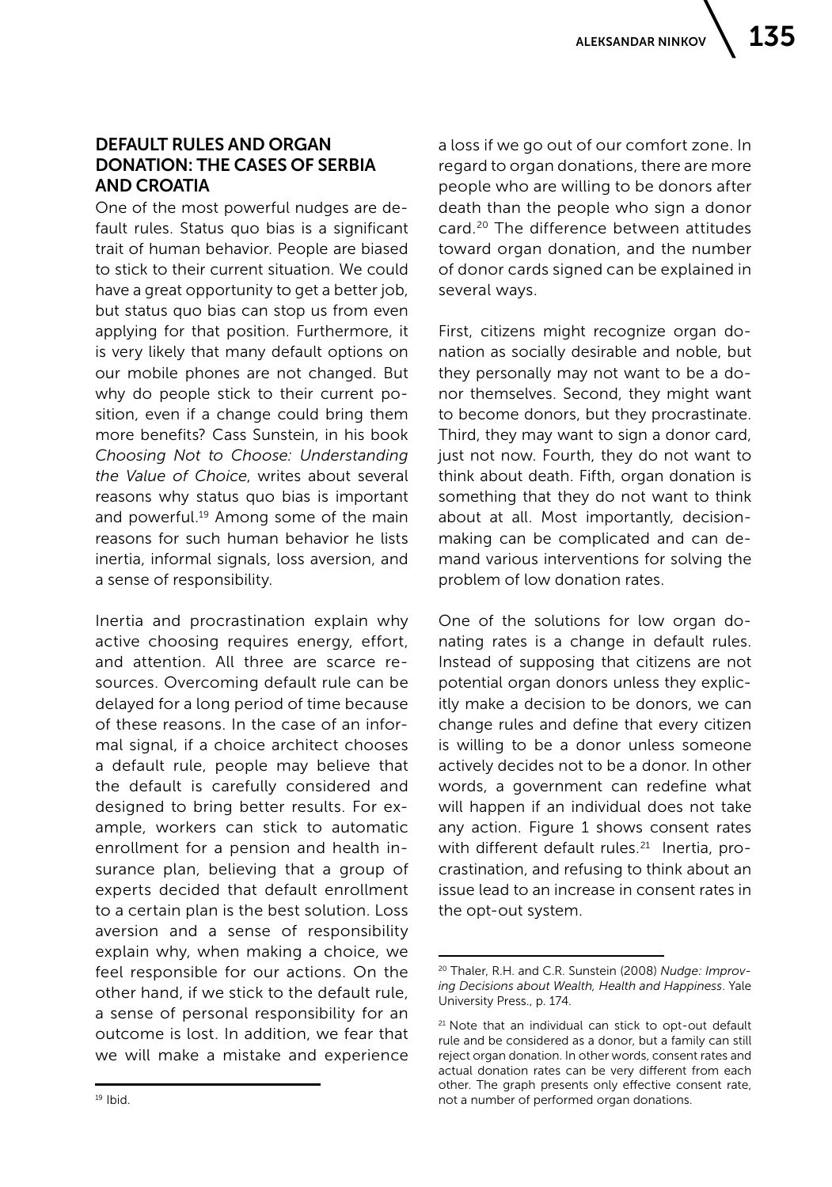## DEFAULT RULES AND ORGAN DONATION: THE CASES OF SERBIA AND CROATIA

One of the most powerful nudges are default rules. Status quo bias is a significant trait of human behavior. People are biased to stick to their current situation. We could have a great opportunity to get a better job, but status quo bias can stop us from even applying for that position. Furthermore, it is very likely that many default options on our mobile phones are not changed. But why do people stick to their current position, even if a change could bring them more benefits? Cass Sunstein, in his book *Choosing Not to Choose: Understanding the Value of Choice*, writes about several reasons why status quo bias is important and powerful.[19] Among some of the main reasons for such human behavior he lists inertia, informal signals, loss aversion, and a sense of responsibility.

Inertia and procrastination explain why active choosing requires energy, effort, and attention. All three are scarce resources. Overcoming default rule can be delayed for a long period of time because of these reasons. In the case of an informal signal, if a choice architect chooses a default rule, people may believe that the default is carefully considered and designed to bring better results. For example, workers can stick to automatic enrollment for a pension and health insurance plan, believing that a group of experts decided that default enrollment to a certain plan is the best solution. Loss aversion and a sense of responsibility explain why, when making a choice, we feel responsible for our actions. On the other hand, if we stick to the default rule, a sense of personal responsibility for an outcome is lost. In addition, we fear that we will make a mistake and experience a loss if we go out of our comfort zone. In regard to organ donations, there are more people who are willing to be donors after death than the people who sign a donor card.[20] The difference between attitudes toward organ donation, and the number of donor cards signed can be explained in several ways.

First, citizens might recognize organ donation as socially desirable and noble, but they personally may not want to be a donor themselves. Second, they might want to become donors, but they procrastinate. Third, they may want to sign a donor card, just not now. Fourth, they do not want to think about death. Fifth, organ donation is something that they do not want to think about at all. Most importantly, decision-making can be complicated and can demand various interventions for solving the problem of low donation rates.

One of the solutions for low organ donating rates is a change in default rules. Instead of supposing that citizens are not potential organ donors unless they explicitly make a decision to be donors, we can change rules and define that every citizen is willing to be a donor unless someone actively decides not to be a donor. In other words, a government can redefine what will happen if an individual does not take any action. Figure 1 shows consent rates with different default rules.[21] Inertia, procrastination, and refusing to think about an issue lead to an increase in consent rates in the opt-out system.

---

[19] Ibid.

[20] Thaler, R.H. and C.R. Sunstein (2008) *Nudge: Improving Decisions about Wealth, Health and Happiness*. Yale University Press., p. 174.

[21] Note that an individual can stick to opt-out default rule and be considered as a donor, but a family can still reject organ donation. In other words, consent rates and actual donation rates can be very different from each other. The graph presents only effective consent rate, not a number of performed organ donations.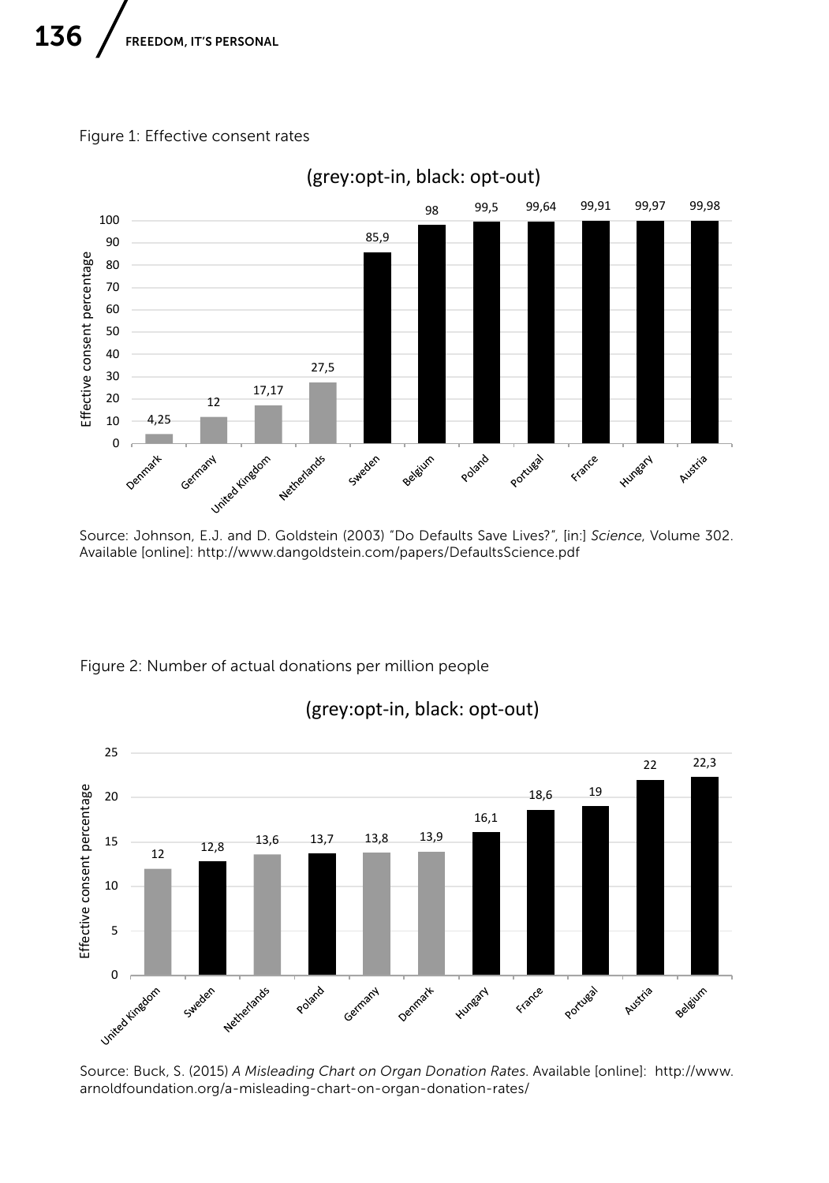Figure 1: Effective consent rates

(grey:opt-in, black: opt-out)

| Country | Effective consent percentage |
|---|---|
| Denmark | 4,25 |
| Germany | 12 |
| United Kingdom | 17,17 |
| Netherlands | 27,5 |
| Sweden | 85,9 |
| Belgium | 98 |
| Poland | 99,5 |
| Portugal | 99,64 |
| France | 99,91 |
| Hungary | 99,97 |
| Austria | 99,98 |

Source: Johnson, E.J. and D. Goldstein (2003) "Do Defaults Save Lives?", [in:] *Science*, Volume 302. Available [online]: http://www.dangoldstein.com/papers/DefaultsScience.pdf

Figure 2: Number of actual donations per million people

(grey:opt-in, black: opt-out)

| Country | Effective consent percentage |
|---|---|
| United Kingdom | 12 |
| Sweden | 12,8 |
| Netherlands | 13,6 |
| Poland | 13,7 |
| Germany | 13,8 |
| Denmark | 13,9 |
| Hungary | 16,1 |
| France | 18,6 |
| Portugal | 19 |
| Austria | 22 |
| Belgium | 22,3 |

Source: Buck, S. (2015) *A Misleading Chart on Organ Donation Rates*. Available [online]: http://www.arnoldfoundation.org/a-misleading-chart-on-organ-donation-rates/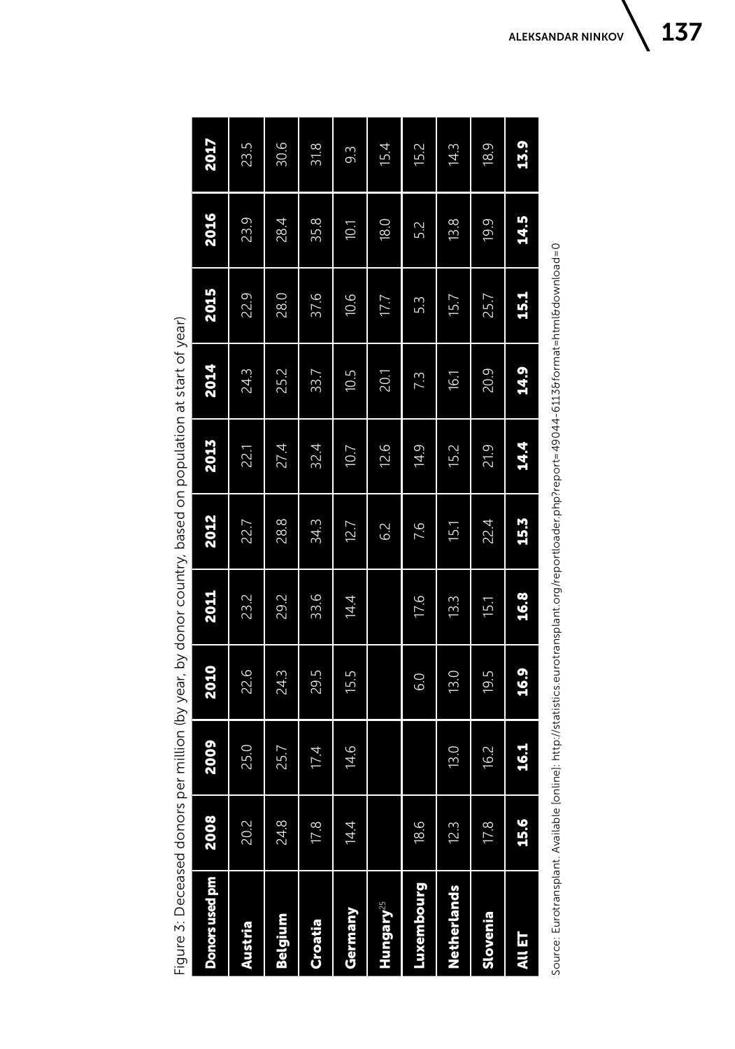Figure 3: Deceased donors per million (by year, by donor country, based on population at start of year)

| Donors used pm | 2008 | 2009 | 2010 | 2011 | 2012 | 2013 | 2014 | 2015 | 2016 | 2017 |
|---|---|---|---|---|---|---|---|---|---|---|
| **Austria** | 20.2 | 25.0 | 22.6 | 23.2 | 22.7 | 22.1 | 24.3 | 22.9 | 23.9 | 23.5 |
| **Belgium** | 24.8 | 25.7 | 24.3 | 29.2 | 28.8 | 27.4 | 25.2 | 28.0 | 28.4 | 30.6 |
| **Croatia** | 17.8 | 17.4 | 29.5 | 33.6 | 34.3 | 32.4 | 33.7 | 37.6 | 35.8 | 31.8 |
| **Germany** | 14.4 | 14.6 | 15.5 | 14.4 | 12.7 | 10.7 | 10.5 | 10.6 | 10.1 | 9.3 |
| **Hungary**[25] | | | | | 6.2 | 12.6 | 20.1 | 17.7 | 18.0 | 15.4 |
| **Luxembourg** | 18.6 | | 6.0 | 17.6 | 7.6 | 14.9 | 7.3 | 5.3 | 5.2 | 15.2 |
| **Netherlands** | 12.3 | 13.0 | 13.0 | 13.3 | 15.1 | 15.2 | 16.1 | 15.7 | 13.8 | 14.3 |
| **Slovenia** | 17.8 | 16.2 | 19.5 | 15.1 | 22.4 | 21.9 | 20.9 | 25.7 | 19.9 | 18.9 |
| **All ET** | **15.6** | **16.1** | **16.9** | **16.8** | **15.3** | **14.4** | **14.9** | **15.1** | **14.5** | **13.9** |

Source: Eurotransplant. Available [online]: http://statistics.eurotransplant.org/reportloader.php?report=49044-6113&format=html&download=0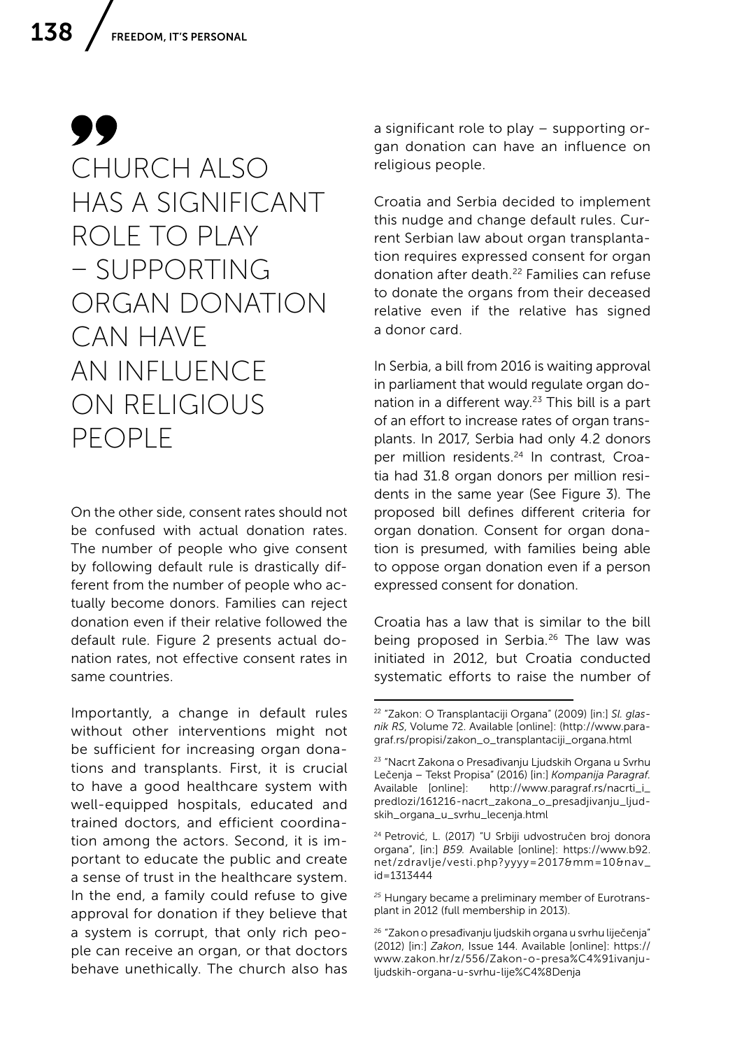> CHURCH ALSO HAS A SIGNIFICANT ROLE TO PLAY – SUPPORTING ORGAN DONATION CAN HAVE AN INFLUENCE ON RELIGIOUS PEOPLE

On the other side, consent rates should not be confused with actual donation rates. The number of people who give consent by following default rule is drastically different from the number of people who actually become donors. Families can reject donation even if their relative followed the default rule. Figure 2 presents actual donation rates, not effective consent rates in same countries.

Importantly, a change in default rules without other interventions might not be sufficient for increasing organ donations and transplants. First, it is crucial to have a good healthcare system with well-equipped hospitals, educated and trained doctors, and efficient coordination among the actors. Second, it is important to educate the public and create a sense of trust in the healthcare system. In the end, a family could refuse to give approval for donation if they believe that a system is corrupt, that only rich people can receive an organ, or that doctors behave unethically. The church also has a significant role to play – supporting organ donation can have an influence on religious people.

Croatia and Serbia decided to implement this nudge and change default rules. Current Serbian law about organ transplantation requires expressed consent for organ donation after death.[22] Families can refuse to donate the organs from their deceased relative even if the relative has signed a donor card.

In Serbia, a bill from 2016 is waiting approval in parliament that would regulate organ donation in a different way.[23] This bill is a part of an effort to increase rates of organ transplants. In 2017, Serbia had only 4.2 donors per million residents.[24] In contrast, Croatia had 31.8 organ donors per million residents in the same year (See Figure 3). The proposed bill defines different criteria for organ donation. Consent for organ donation is presumed, with families being able to oppose organ donation even if a person expressed consent for donation.

Croatia has a law that is similar to the bill being proposed in Serbia.[26] The law was initiated in 2012, but Croatia conducted systematic efforts to raise the number of

---

[22] "Zakon: O Transplantaciji Organa" (2009) [in:] *Sl. glasnik RS*, Volume 72. Available [online]: (http://www.paragraf.rs/propisi/zakon_o_transplantaciji_organa.html

[23] "Nacrt Zakona o Presađivanju Ljudskih Organa u Svrhu Lečenja – Tekst Propisa" (2016) [in:] *Kompanija Paragraf.* Available [online]: http://www.paragraf.rs/nacrti_i_predlozi/161216-nacrt_zakona_o_presadjivanju_ljudskih_organa_u_svrhu_lecenja.html

[24] Petrović, L. (2017) "U Srbiji udvostručen broj donora organa", [in:] *B59.* Available [online]: https://www.b92.net/zdravlje/vesti.php?yyyy=2017&mm=10&nav_id=1313444

[25] Hungary became a preliminary member of Eurotransplant in 2012 (full membership in 2013).

[26] "Zakon o presađivanju ljudskih organa u svrhu liječenja" (2012) [in:] *Zakon*, Issue 144. Available [online]: https://www.zakon.hr/z/556/Zakon-o-presa%C4%91ivanju-ljudskih-organa-u-svrhu-lije%C4%8Denja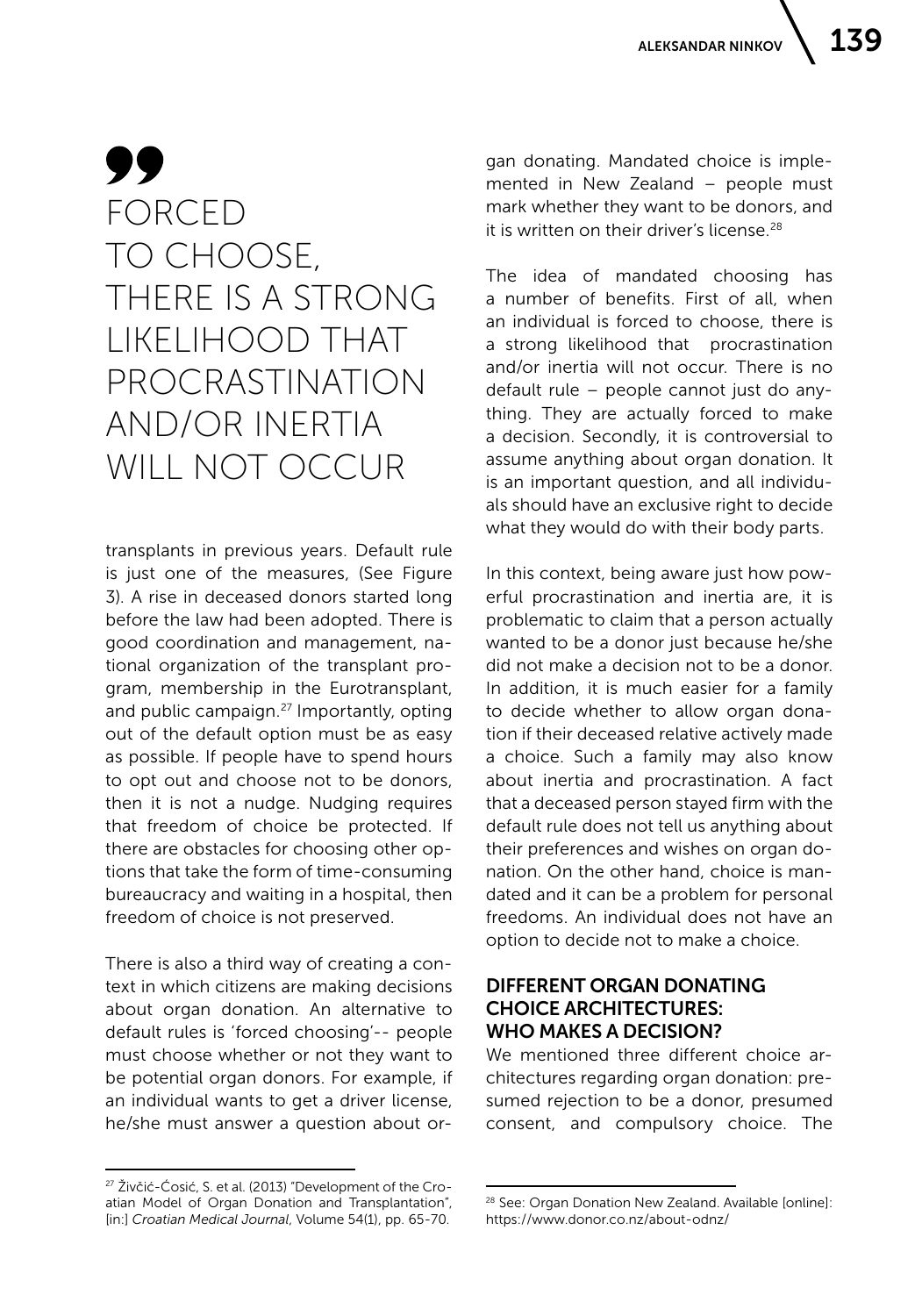> FORCED TO CHOOSE, THERE IS A STRONG LIKELIHOOD THAT PROCRASTINATION AND/OR INERTIA WILL NOT OCCUR

transplants in previous years. Default rule is just one of the measures, (See Figure 3). A rise in deceased donors started long before the law had been adopted. There is good coordination and management, national organization of the transplant program, membership in the Eurotransplant, and public campaign.[27] Importantly, opting out of the default option must be as easy as possible. If people have to spend hours to opt out and choose not to be donors, then it is not a nudge. Nudging requires that freedom of choice be protected. If there are obstacles for choosing other options that take the form of time-consuming bureaucracy and waiting in a hospital, then freedom of choice is not preserved.

There is also a third way of creating a context in which citizens are making decisions about organ donation. An alternative to default rules is 'forced choosing'-- people must choose whether or not they want to be potential organ donors. For example, if an individual wants to get a driver license, he/she must answer a question about organ donating. Mandated choice is implemented in New Zealand – people must mark whether they want to be donors, and it is written on their driver's license.[28]

The idea of mandated choosing has a number of benefits. First of all, when an individual is forced to choose, there is a strong likelihood that procrastination and/or inertia will not occur. There is no default rule – people cannot just do anything. They are actually forced to make a decision. Secondly, it is controversial to assume anything about organ donation. It is an important question, and all individuals should have an exclusive right to decide what they would do with their body parts.

In this context, being aware just how powerful procrastination and inertia are, it is problematic to claim that a person actually wanted to be a donor just because he/she did not make a decision not to be a donor. In addition, it is much easier for a family to decide whether to allow organ donation if their deceased relative actively made a choice. Such a family may also know about inertia and procrastination. A fact that a deceased person stayed firm with the default rule does not tell us anything about their preferences and wishes on organ donation. On the other hand, choice is mandated and it can be a problem for personal freedoms. An individual does not have an option to decide not to make a choice.

## DIFFERENT ORGAN DONATING CHOICE ARCHITECTURES: WHO MAKES A DECISION?

We mentioned three different choice architectures regarding organ donation: presumed rejection to be a donor, presumed consent, and compulsory choice. The

---

[27] Živčić-Ćosić, S. et al. (2013) "Development of the Croatian Model of Organ Donation and Transplantation", [in:] *Croatian Medical Journal*, Volume 54(1), pp. 65-70.

[28] See: Organ Donation New Zealand. Available [online]: https://www.donor.co.nz/about-odnz/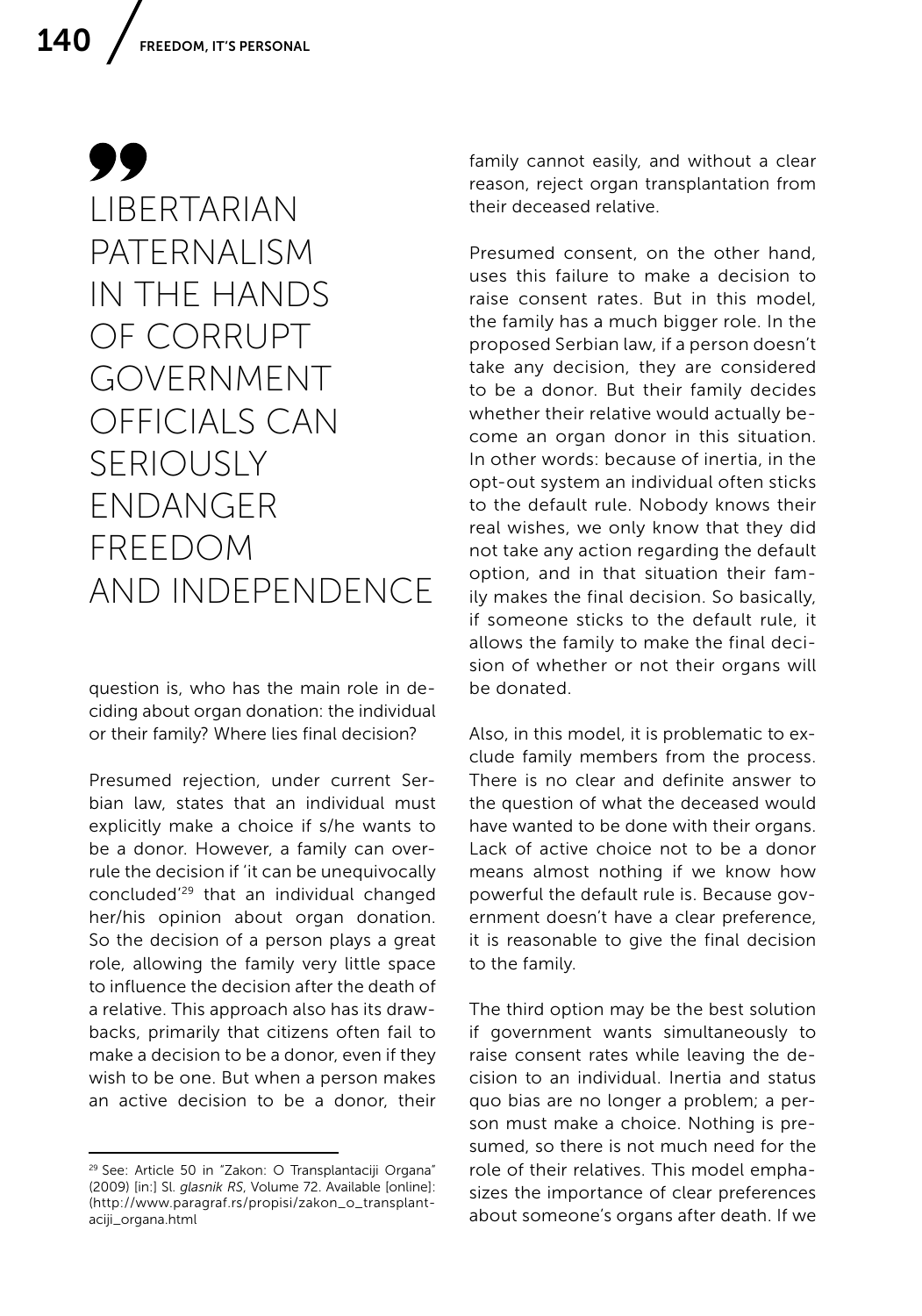> LIBERTARIAN PATERNALISM IN THE HANDS OF CORRUPT GOVERNMENT OFFICIALS CAN SERIOUSLY ENDANGER FREEDOM AND INDEPENDENCE

question is, who has the main role in deciding about organ donation: the individual or their family? Where lies final decision?

Presumed rejection, under current Serbian law, states that an individual must explicitly make a choice if s/he wants to be a donor. However, a family can overrule the decision if 'it can be unequivocally concluded'[29] that an individual changed her/his opinion about organ donation. So the decision of a person plays a great role, allowing the family very little space to influence the decision after the death of a relative. This approach also has its drawbacks, primarily that citizens often fail to make a decision to be a donor, even if they wish to be one. But when a person makes an active decision to be a donor, their family cannot easily, and without a clear reason, reject organ transplantation from their deceased relative.

Presumed consent, on the other hand, uses this failure to make a decision to raise consent rates. But in this model, the family has a much bigger role. In the proposed Serbian law, if a person doesn't take any decision, they are considered to be a donor. But their family decides whether their relative would actually become an organ donor in this situation. In other words: because of inertia, in the opt-out system an individual often sticks to the default rule. Nobody knows their real wishes, we only know that they did not take any action regarding the default option, and in that situation their family makes the final decision. So basically, if someone sticks to the default rule, it allows the family to make the final decision of whether or not their organs will be donated.

Also, in this model, it is problematic to exclude family members from the process. There is no clear and definite answer to the question of what the deceased would have wanted to be done with their organs. Lack of active choice not to be a donor means almost nothing if we know how powerful the default rule is. Because government doesn't have a clear preference, it is reasonable to give the final decision to the family.

The third option may be the best solution if government wants simultaneously to raise consent rates while leaving the decision to an individual. Inertia and status quo bias are no longer a problem; a person must make a choice. Nothing is presumed, so there is not much need for the role of their relatives. This model emphasizes the importance of clear preferences about someone's organs after death. If we

---

[29] See: Article 50 in "Zakon: O Transplantaciji Organa" (2009) [in:] Sl. *glasnik RS*, Volume 72. Available [online]: (http://www.paragraf.rs/propisi/zakon_o_transplantaciji_organa.html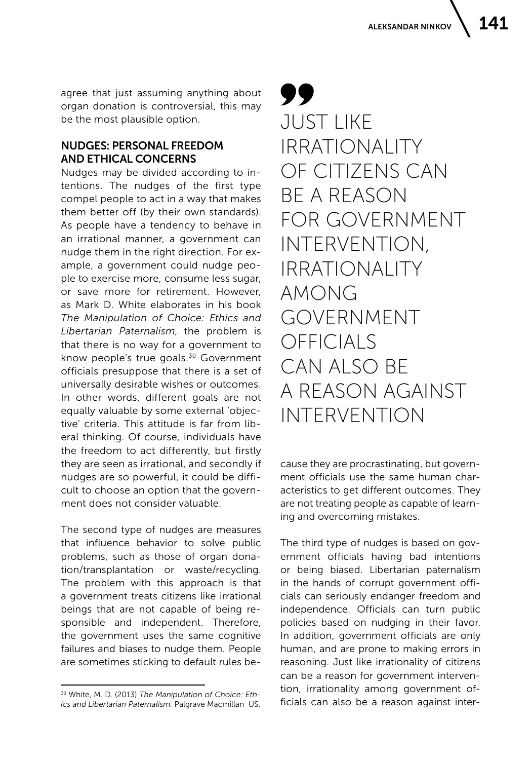agree that just assuming anything about organ donation is controversial, this may be the most plausible option.

## NUDGES: PERSONAL FREEDOM AND ETHICAL CONCERNS

Nudges may be divided according to intentions. The nudges of the first type compel people to act in a way that makes them better off (by their own standards). As people have a tendency to behave in an irrational manner, a government can nudge them in the right direction. For example, a government could nudge people to exercise more, consume less sugar, or save more for retirement. However, as Mark D. White elaborates in his book *The Manipulation of Choice: Ethics and Libertarian Paternalism*, the problem is that there is no way for a government to know people's true goals.[30] Government officials presuppose that there is a set of universally desirable wishes or outcomes. In other words, different goals are not equally valuable by some external 'objective' criteria. This attitude is far from liberal thinking. Of course, individuals have the freedom to act differently, but firstly they are seen as irrational, and secondly if nudges are so powerful, it could be difficult to choose an option that the government does not consider valuable.

The second type of nudges are measures that influence behavior to solve public problems, such as those of organ donation/transplantation or waste/recycling. The problem with this approach is that a government treats citizens like irrational beings that are not capable of being responsible and independent. Therefore, the government uses the same cognitive failures and biases to nudge them. People are sometimes sticking to default rules because they are procrastinating, but government officials use the same human characteristics to get different outcomes. They are not treating people as capable of learning and overcoming mistakes.

> JUST LIKE IRRATIONALITY OF CITIZENS CAN BE A REASON FOR GOVERNMENT INTERVENTION, IRRATIONALITY AMONG GOVERNMENT OFFICIALS CAN ALSO BE A REASON AGAINST INTERVENTION

The third type of nudges is based on government officials having bad intentions or being biased. Libertarian paternalism in the hands of corrupt government officials can seriously endanger freedom and independence. Officials can turn public policies based on nudging in their favor. In addition, government officials are only human, and are prone to making errors in reasoning. Just like irrationality of citizens can be a reason for government intervention, irrationality among government officials can also be a reason against inter-

[30] White, M. D. (2013) *The Manipulation of Choice: Ethics and Libertarian Paternalism.* Palgrave Macmillan US.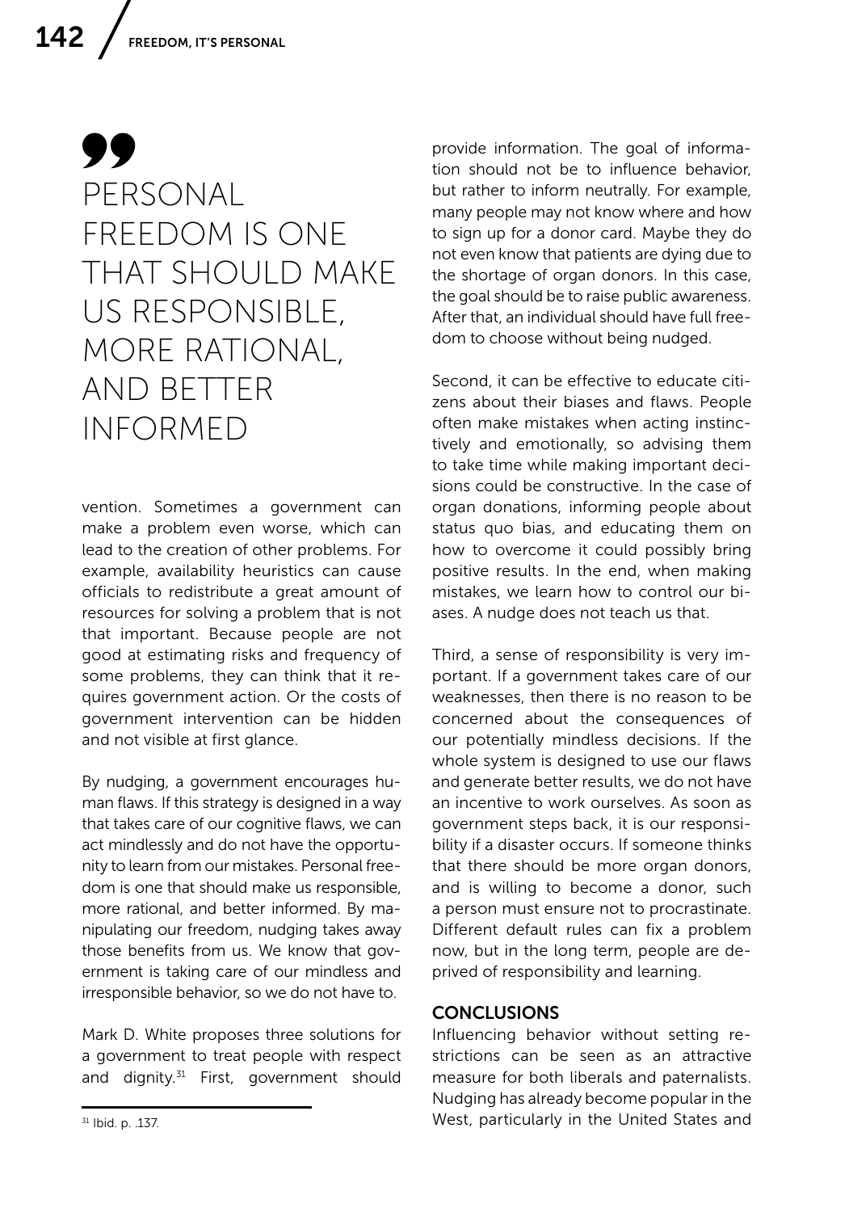> PERSONAL FREEDOM IS ONE THAT SHOULD MAKE US RESPONSIBLE, MORE RATIONAL, AND BETTER INFORMED

vention. Sometimes a government can make a problem even worse, which can lead to the creation of other problems. For example, availability heuristics can cause officials to redistribute a great amount of resources for solving a problem that is not that important. Because people are not good at estimating risks and frequency of some problems, they can think that it requires government action. Or the costs of government intervention can be hidden and not visible at first glance.

By nudging, a government encourages human flaws. If this strategy is designed in a way that takes care of our cognitive flaws, we can act mindlessly and do not have the opportunity to learn from our mistakes. Personal freedom is one that should make us responsible, more rational, and better informed. By manipulating our freedom, nudging takes away those benefits from us. We know that government is taking care of our mindless and irresponsible behavior, so we do not have to.

Mark D. White proposes three solutions for a government to treat people with respect and dignity.[31] First, government should provide information. The goal of information should not be to influence behavior, but rather to inform neutrally. For example, many people may not know where and how to sign up for a donor card. Maybe they do not even know that patients are dying due to the shortage of organ donors. In this case, the goal should be to raise public awareness. After that, an individual should have full freedom to choose without being nudged.

Second, it can be effective to educate citizens about their biases and flaws. People often make mistakes when acting instinctively and emotionally, so advising them to take time while making important decisions could be constructive. In the case of organ donations, informing people about status quo bias, and educating them on how to overcome it could possibly bring positive results. In the end, when making mistakes, we learn how to control our biases. A nudge does not teach us that.

Third, a sense of responsibility is very important. If a government takes care of our weaknesses, then there is no reason to be concerned about the consequences of our potentially mindless decisions. If the whole system is designed to use our flaws and generate better results, we do not have an incentive to work ourselves. As soon as government steps back, it is our responsibility if a disaster occurs. If someone thinks that there should be more organ donors, and is willing to become a donor, such a person must ensure not to procrastinate. Different default rules can fix a problem now, but in the long term, people are deprived of responsibility and learning.

## CONCLUSIONS

Influencing behavior without setting restrictions can be seen as an attractive measure for both liberals and paternalists. Nudging has already become popular in the West, particularly in the United States and

[31] Ibid. p. .137.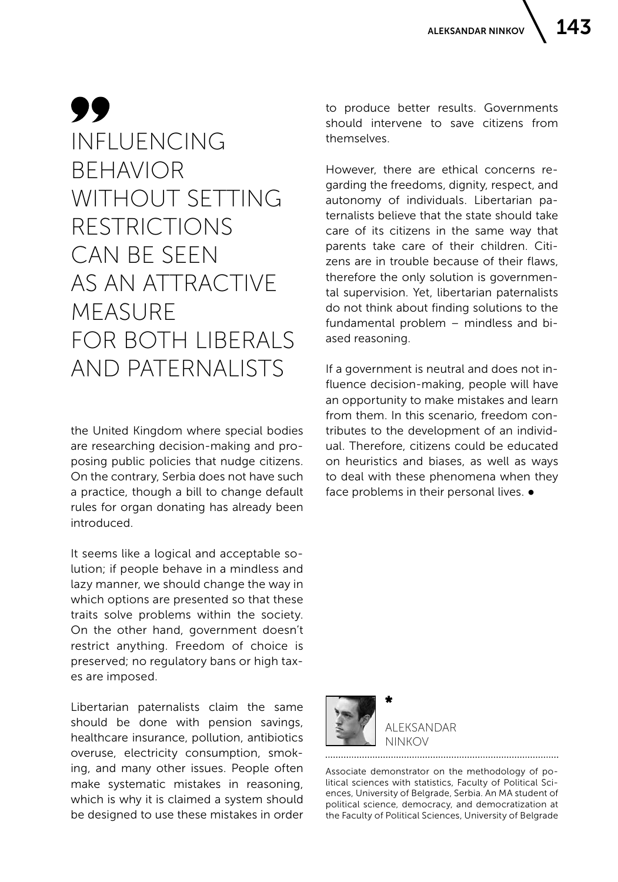> INFLUENCING BEHAVIOR WITHOUT SETTING RESTRICTIONS CAN BE SEEN AS AN ATTRACTIVE MEASURE FOR BOTH LIBERALS AND PATERNALISTS

the United Kingdom where special bodies are researching decision-making and proposing public policies that nudge citizens. On the contrary, Serbia does not have such a practice, though a bill to change default rules for organ donating has already been introduced.

It seems like a logical and acceptable solution; if people behave in a mindless and lazy manner, we should change the way in which options are presented so that these traits solve problems within the society. On the other hand, government doesn't restrict anything. Freedom of choice is preserved; no regulatory bans or high taxes are imposed.

Libertarian paternalists claim the same should be done with pension savings, healthcare insurance, pollution, antibiotics overuse, electricity consumption, smoking, and many other issues. People often make systematic mistakes in reasoning, which is why it is claimed a system should be designed to use these mistakes in order to produce better results. Governments should intervene to save citizens from themselves.

However, there are ethical concerns regarding the freedoms, dignity, respect, and autonomy of individuals. Libertarian paternalists believe that the state should take care of its citizens in the same way that parents take care of their children. Citizens are in trouble because of their flaws, therefore the only solution is governmental supervision. Yet, libertarian paternalists do not think about finding solutions to the fundamental problem – mindless and biased reasoning.

If a government is neutral and does not influence decision-making, people will have an opportunity to make mistakes and learn from them. In this scenario, freedom contributes to the development of an individual. Therefore, citizens could be educated on heuristics and biases, as well as ways to deal with these phenomena when they face problems in their personal lives. ●

*

ALEKSANDAR NINKOV

Associate demonstrator on the methodology of political sciences with statistics, Faculty of Political Sciences, University of Belgrade, Serbia. An MA student of political science, democracy, and democratization at the Faculty of Political Sciences, University of Belgrade